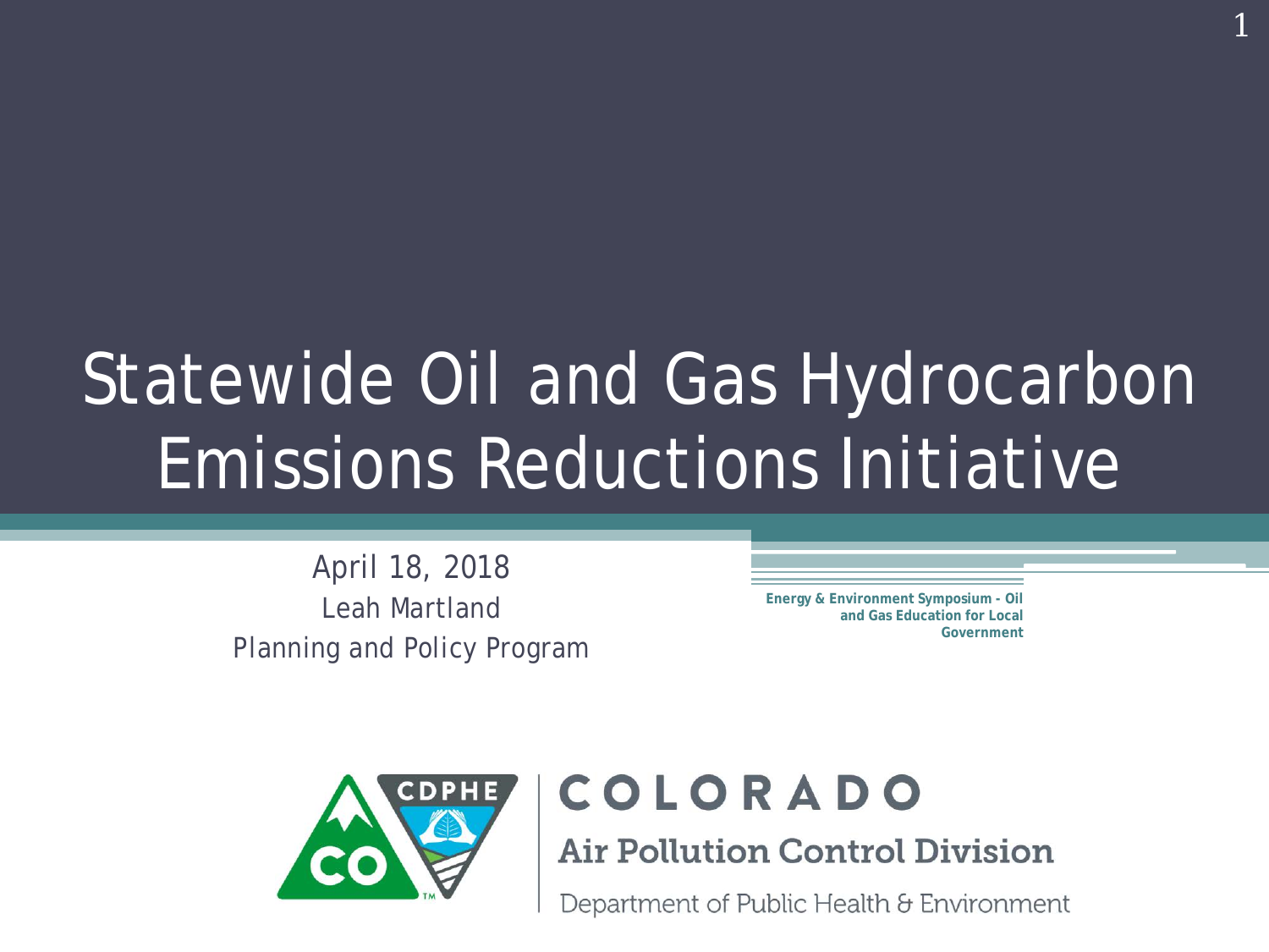# Statewide Oil and Gas Hydrocarbon Emissions Reductions Initiative

April 18, 2018
Leah Martland
Planning and Policy Program

**Energy & Environment Symposium - Oil and Gas Education for Local Government**

COLORADO
Air Pollution Control Division
Department of Public Health & Environment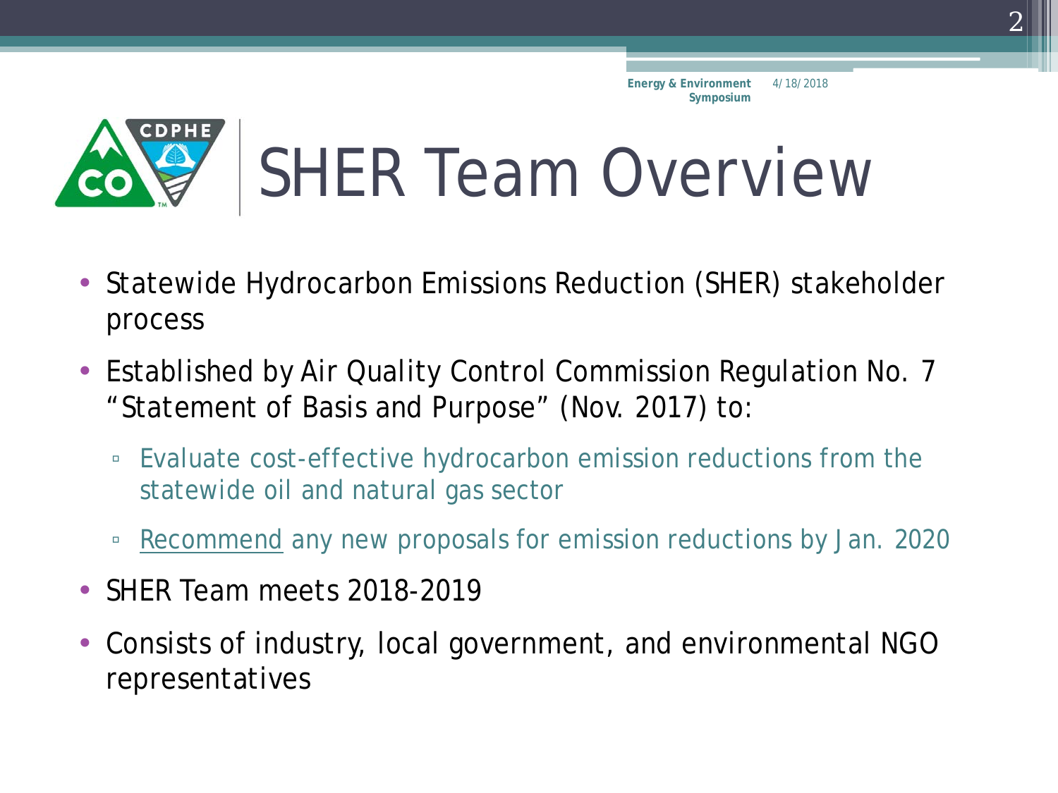# SHER Team Overview

- Statewide Hydrocarbon Emissions Reduction (SHER) stakeholder process
- Established by Air Quality Control Commission Regulation No. 7 "Statement of Basis and Purpose" (Nov. 2017) to:
  - Evaluate cost-effective hydrocarbon emission reductions from the statewide oil and natural gas sector
  - Recommend any new proposals for emission reductions by Jan. 2020
- SHER Team meets 2018-2019
- Consists of industry, local government, and environmental NGO representatives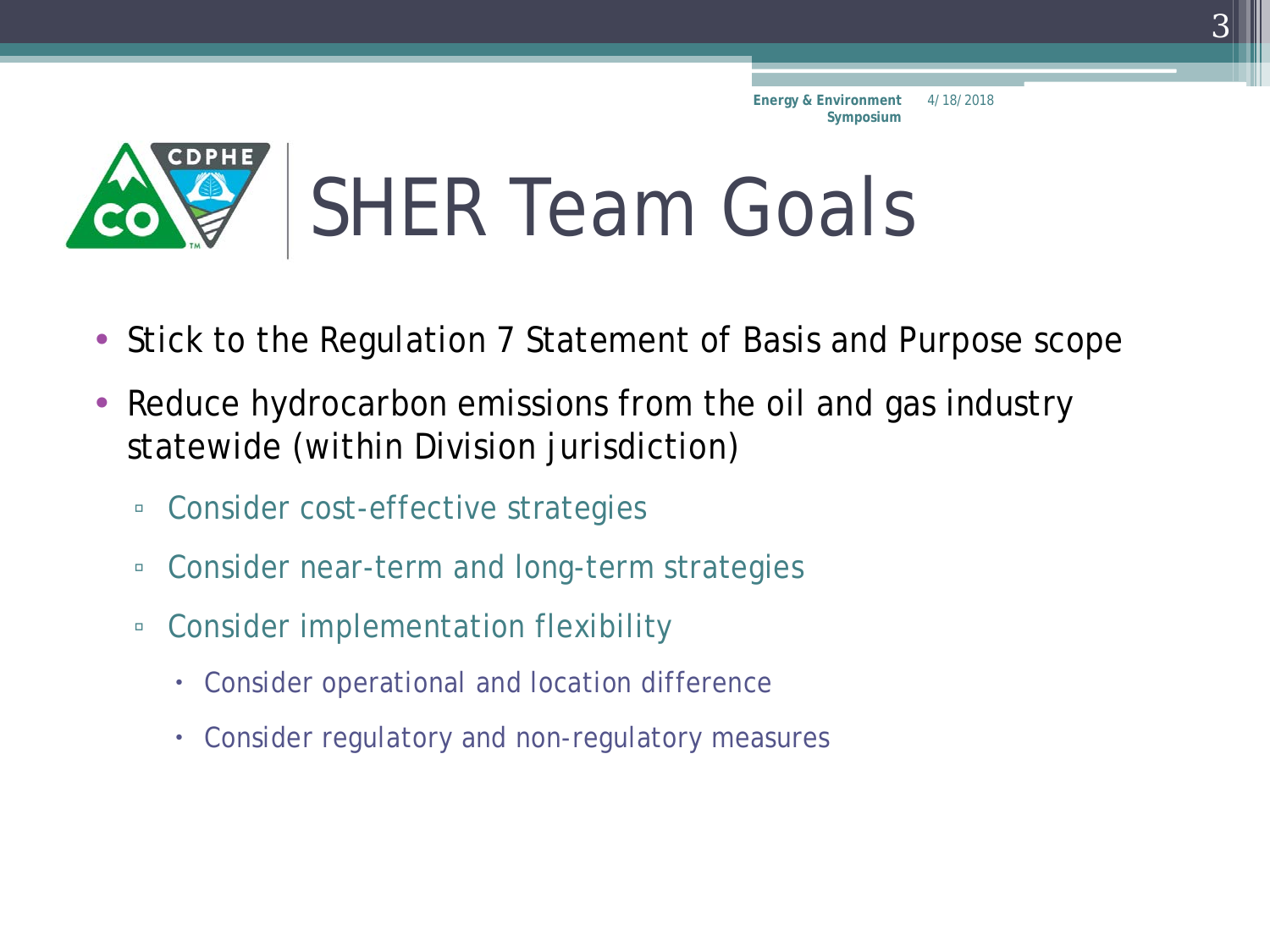# SHER Team Goals

- Stick to the Regulation 7 Statement of Basis and Purpose scope
- Reduce hydrocarbon emissions from the oil and gas industry statewide (within Division jurisdiction)
  - Consider cost-effective strategies
  - Consider near-term and long-term strategies
  - Consider implementation flexibility
    - Consider operational and location difference
    - Consider regulatory and non-regulatory measures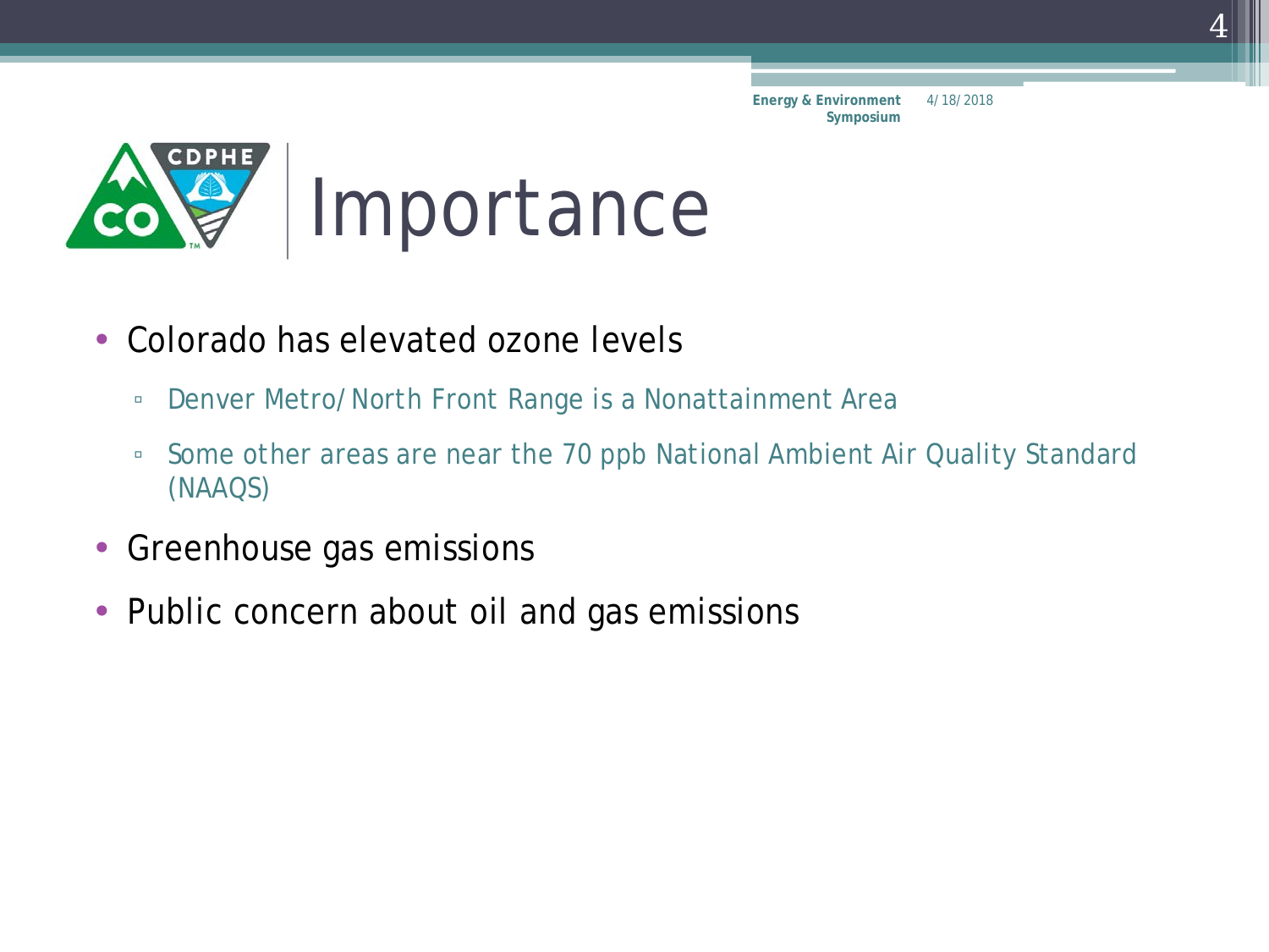# Importance

- Colorado has elevated ozone levels
  - Denver Metro/North Front Range is a Nonattainment Area
  - Some other areas are near the 70 ppb National Ambient Air Quality Standard (NAAQS)
- Greenhouse gas emissions
- Public concern about oil and gas emissions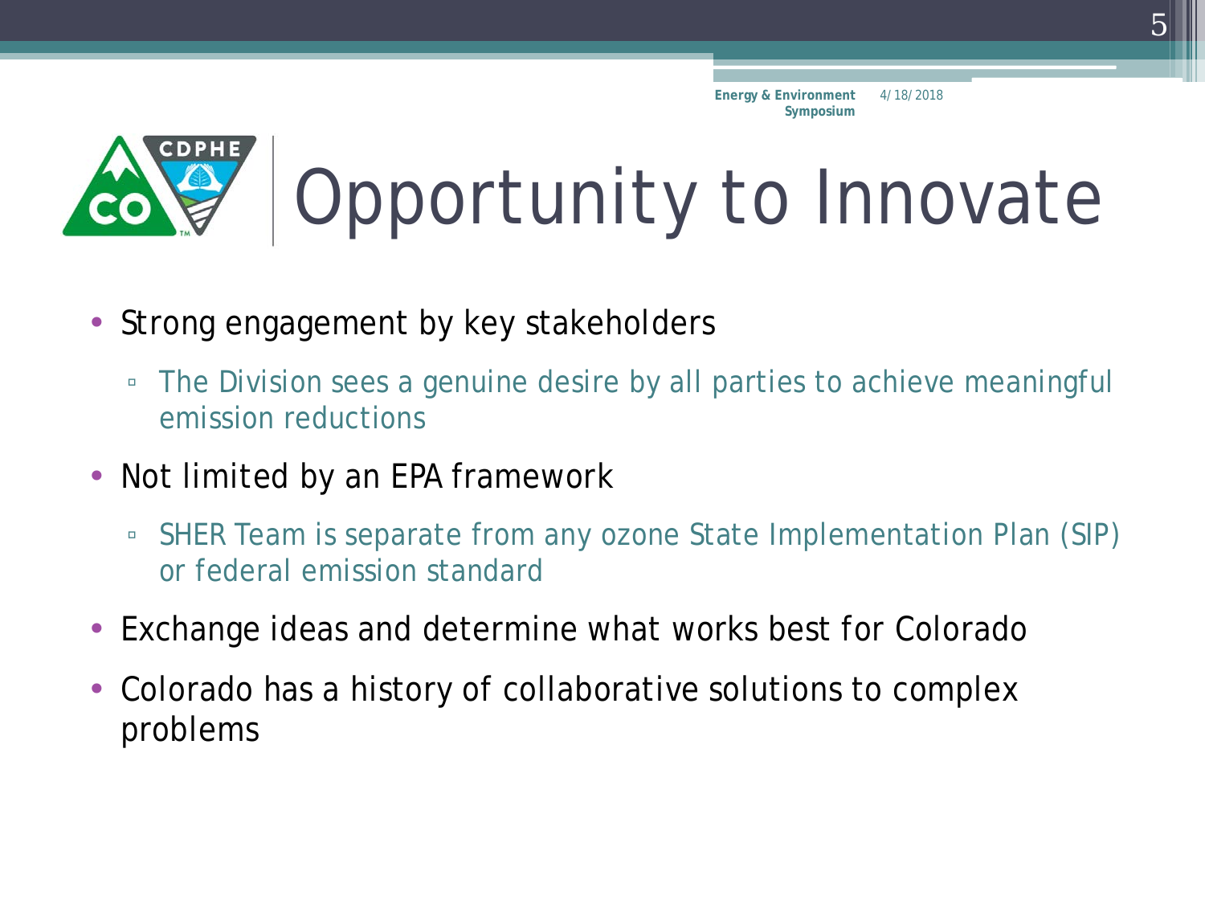# Opportunity to Innovate

- Strong engagement by key stakeholders
  - The Division sees a genuine desire by all parties to achieve meaningful emission reductions
- Not limited by an EPA framework
  - SHER Team is separate from any ozone State Implementation Plan (SIP) or federal emission standard
- Exchange ideas and determine what works best for Colorado
- Colorado has a history of collaborative solutions to complex problems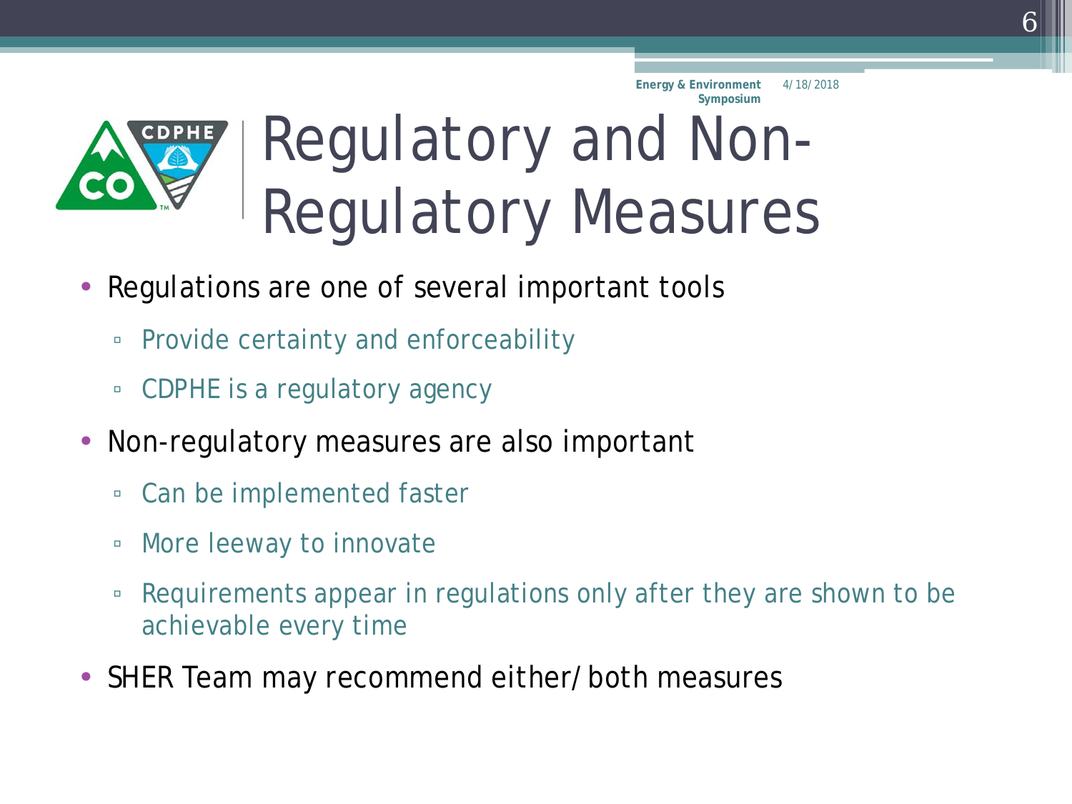# Regulatory and Non-Regulatory Measures

- Regulations are one of several important tools
  - Provide certainty and enforceability
  - CDPHE is a regulatory agency
- Non-regulatory measures are also important
  - Can be implemented faster
  - More leeway to innovate
  - Requirements appear in regulations only after they are shown to be achievable every time
- SHER Team may recommend either/both measures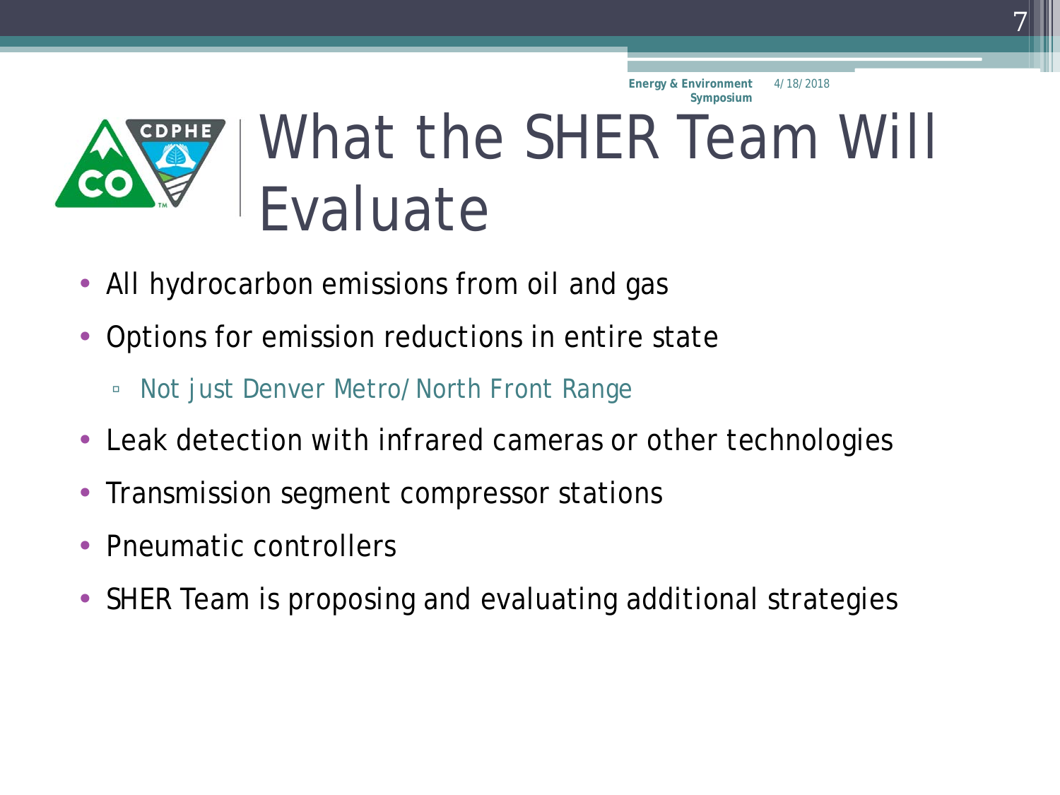# What the SHER Team Will Evaluate

- All hydrocarbon emissions from oil and gas
- Options for emission reductions in entire state
  - Not just Denver Metro/North Front Range
- Leak detection with infrared cameras or other technologies
- Transmission segment compressor stations
- Pneumatic controllers
- SHER Team is proposing and evaluating additional strategies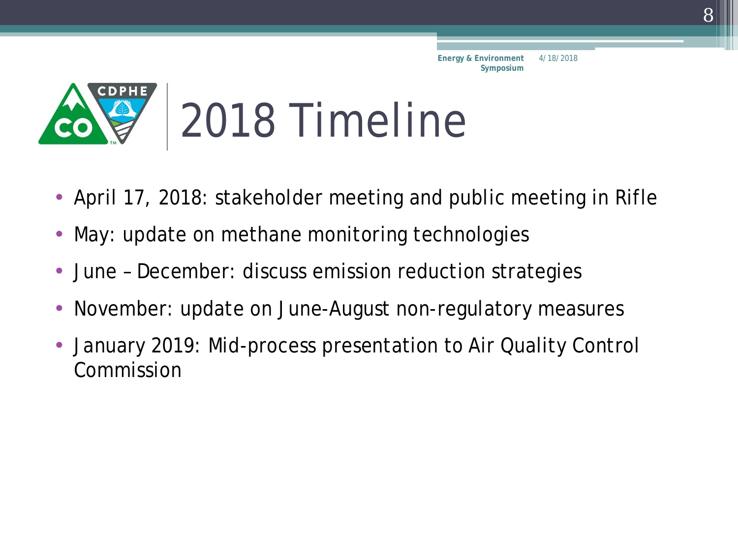# 2018 Timeline

- April 17, 2018: stakeholder meeting and public meeting in Rifle
- May: update on methane monitoring technologies
- June – December: discuss emission reduction strategies
- November: update on June-August non-regulatory measures
- January 2019: Mid-process presentation to Air Quality Control Commission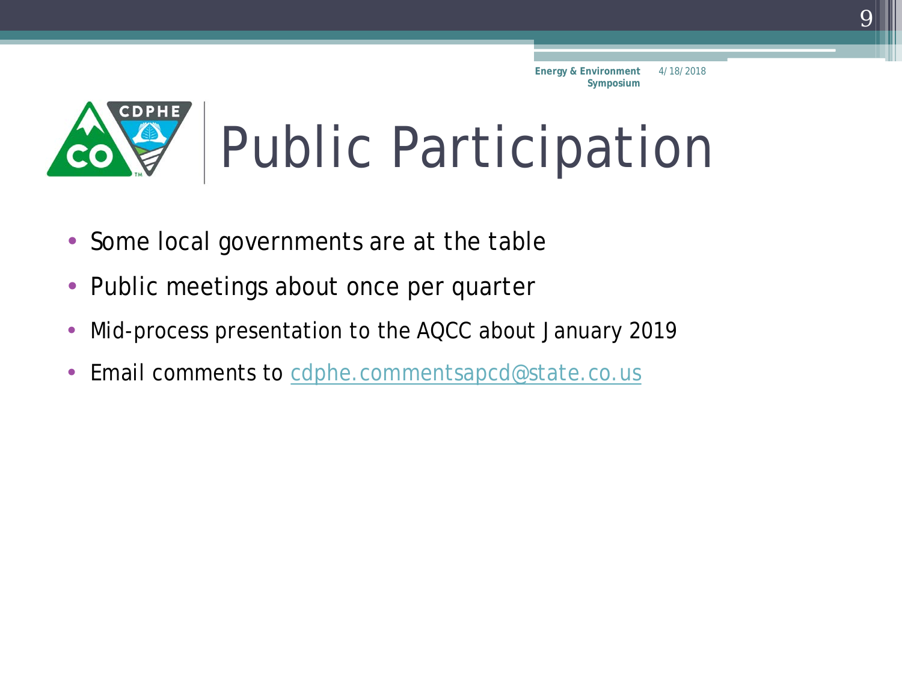# Public Participation

- Some local governments are at the table
- Public meetings about once per quarter
- Mid-process presentation to the AQCC about January 2019
- Email comments to cdphe.commentsapcd@state.co.us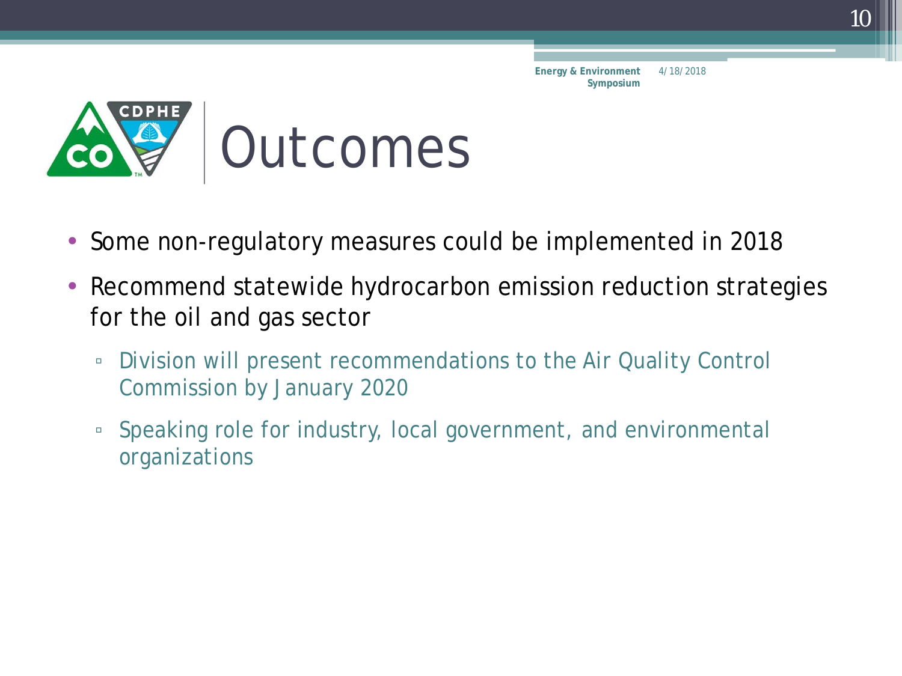# Outcomes

- Some non-regulatory measures could be implemented in 2018
- Recommend statewide hydrocarbon emission reduction strategies for the oil and gas sector
  - Division will present recommendations to the Air Quality Control Commission by January 2020
  - Speaking role for industry, local government, and environmental organizations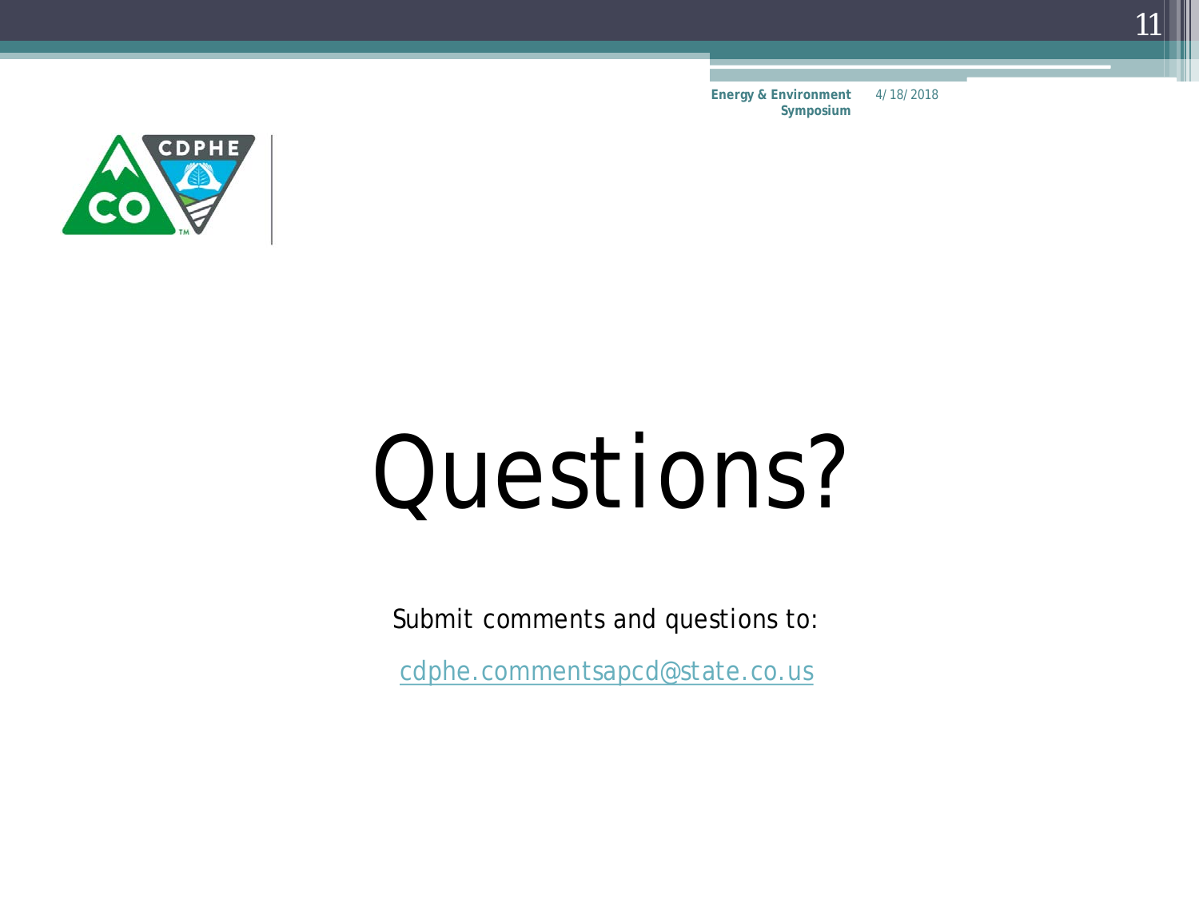# Questions?

Submit comments and questions to:

cdphe.commentsapcd@state.co.us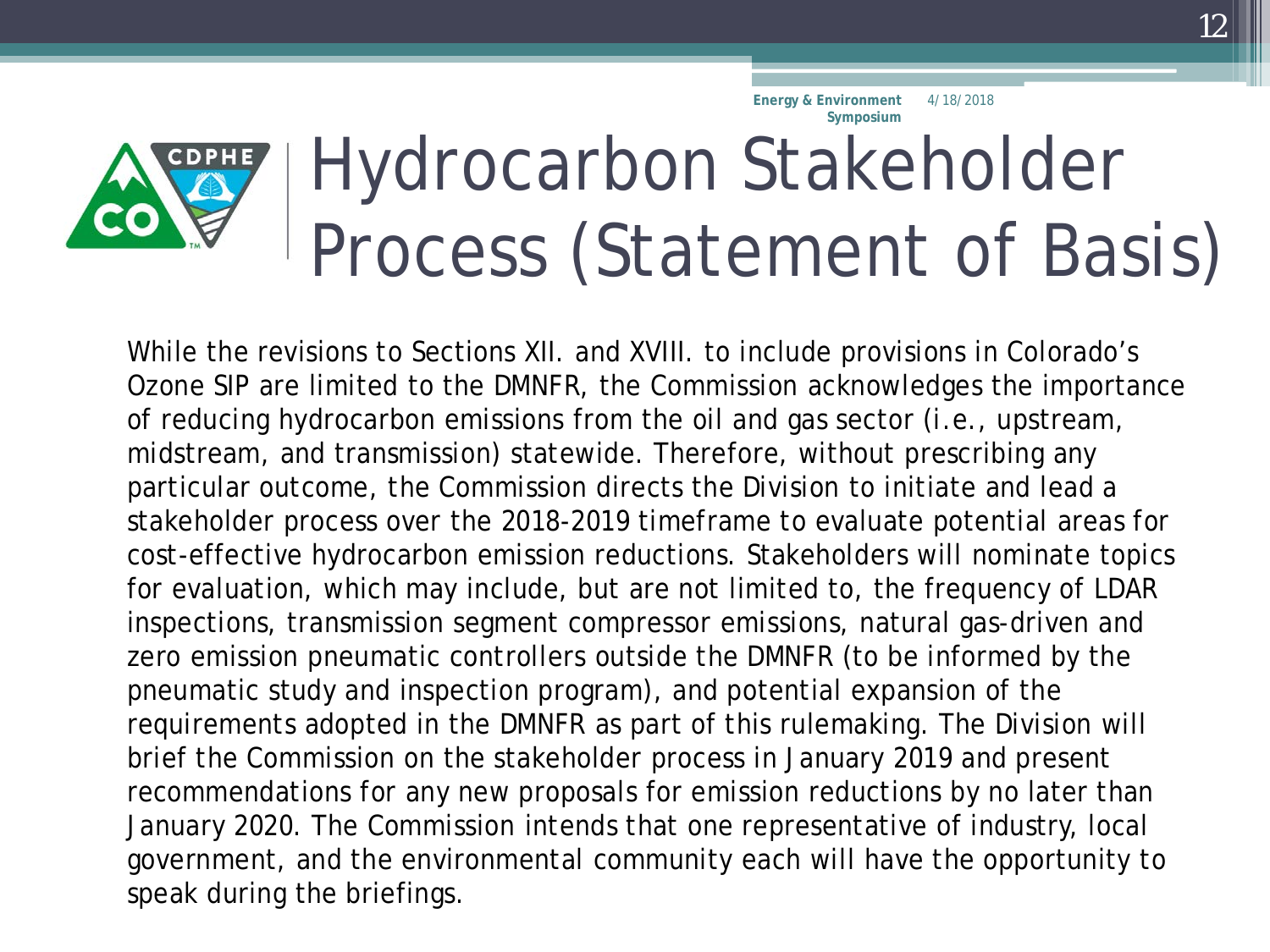# Hydrocarbon Stakeholder Process (Statement of Basis)

While the revisions to Sections XII. and XVIII. to include provisions in Colorado's Ozone SIP are limited to the DMNFR, the Commission acknowledges the importance of reducing hydrocarbon emissions from the oil and gas sector (i.e., upstream, midstream, and transmission) statewide. Therefore, without prescribing any particular outcome, the Commission directs the Division to initiate and lead a stakeholder process over the 2018-2019 timeframe to evaluate potential areas for cost-effective hydrocarbon emission reductions. Stakeholders will nominate topics for evaluation, which may include, but are not limited to, the frequency of LDAR inspections, transmission segment compressor emissions, natural gas-driven and zero emission pneumatic controllers outside the DMNFR (to be informed by the pneumatic study and inspection program), and potential expansion of the requirements adopted in the DMNFR as part of this rulemaking. The Division will brief the Commission on the stakeholder process in January 2019 and present recommendations for any new proposals for emission reductions by no later than January 2020. The Commission intends that one representative of industry, local government, and the environmental community each will have the opportunity to speak during the briefings.